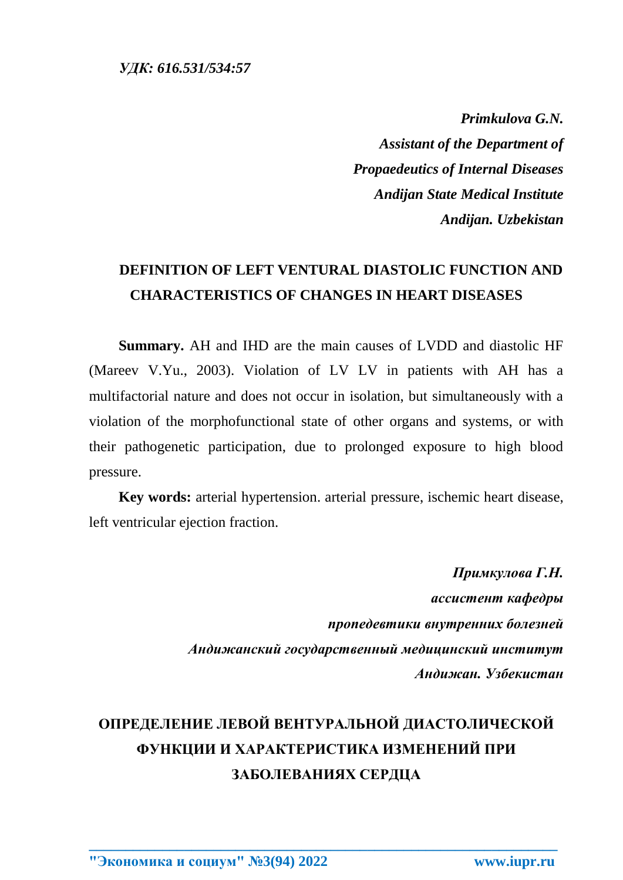*УДК: 616.531/534:57*

***Primkulova G.N.***
***Assistant of the Department of***
***Propaedeutics of Internal Diseases***
***Andijan State Medical Institute***
***Andijan. Uzbekistan***

## DEFINITION OF LEFT VENTURAL DIASTOLIC FUNCTION AND CHARACTERISTICS OF CHANGES IN HEART DISEASES

**Summary.** AH and IHD are the main causes of LVDD and diastolic HF (Mareev V.Yu., 2003). Violation of LV LV in patients with AH has a multifactorial nature and does not occur in isolation, but simultaneously with a violation of the morphofunctional state of other organs and systems, or with their pathogenetic participation, due to prolonged exposure to high blood pressure.

**Key words:** arterial hypertension. arterial pressure, ischemic heart disease, left ventricular ejection fraction.

***Примкулова Г.Н.***
***ассистент кафедры***
***пропедевтики внутренних болезней***
***Андижанский государственный медицинский институт***
***Андижан. Узбекистан***

## ОПРЕДЕЛЕНИЕ ЛЕВОЙ ВЕНТУРАЛЬНОЙ ДИАСТОЛИЧЕСКОЙ ФУНКЦИИ И ХАРАКТЕРИСТИКА ИЗМЕНЕНИЙ ПРИ ЗАБОЛЕВАНИЯХ СЕРДЦА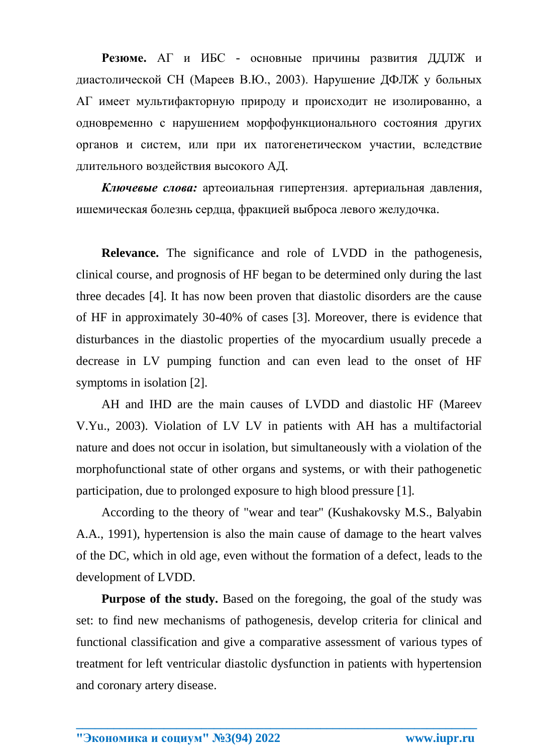**Резюме.** АГ и ИБС - основные причины развития ДДЛЖ и диастолической СН (Мареев В.Ю., 2003). Нарушение ДФЛЖ у больных АГ имеет мультифакторную природу и происходит не изолированно, а одновременно с нарушением морфофункционального состояния других органов и систем, или при их патогенетическом участии, вследствие длительного воздействия высокого АД.

***Ключевые слова:*** артеоиальная гипертензия. артериальная давления, ишемическая болезнь сердца, фракцией выброса левого желудочка.

**Relevance.** The significance and role of LVDD in the pathogenesis, clinical course, and prognosis of HF began to be determined only during the last three decades [4]. It has now been proven that diastolic disorders are the cause of HF in approximately 30-40% of cases [3]. Moreover, there is evidence that disturbances in the diastolic properties of the myocardium usually precede a decrease in LV pumping function and can even lead to the onset of HF symptoms in isolation [2].

AH and IHD are the main causes of LVDD and diastolic HF (Mareev V.Yu., 2003). Violation of LV LV in patients with AH has a multifactorial nature and does not occur in isolation, but simultaneously with a violation of the morphofunctional state of other organs and systems, or with their pathogenetic participation, due to prolonged exposure to high blood pressure [1].

According to the theory of "wear and tear" (Kushakovsky M.S., Balyabin A.A., 1991), hypertension is also the main cause of damage to the heart valves of the DC, which in old age, even without the formation of a defect, leads to the development of LVDD.

**Purpose of the study.** Based on the foregoing, the goal of the study was set: to find new mechanisms of pathogenesis, develop criteria for clinical and functional classification and give a comparative assessment of various types of treatment for left ventricular diastolic dysfunction in patients with hypertension and coronary artery disease.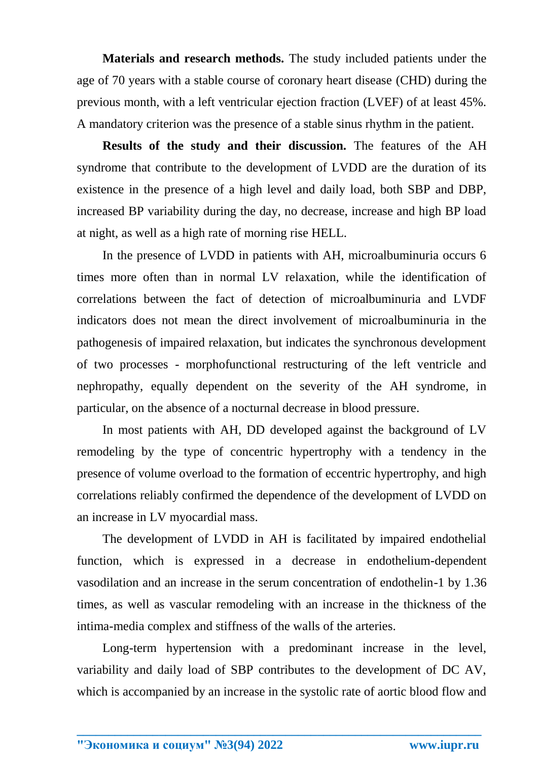**Materials and research methods.** The study included patients under the age of 70 years with a stable course of coronary heart disease (CHD) during the previous month, with a left ventricular ejection fraction (LVEF) of at least 45%. A mandatory criterion was the presence of a stable sinus rhythm in the patient.

**Results of the study and their discussion.** The features of the AH syndrome that contribute to the development of LVDD are the duration of its existence in the presence of a high level and daily load, both SBP and DBP, increased BP variability during the day, no decrease, increase and high BP load at night, as well as a high rate of morning rise HELL.

In the presence of LVDD in patients with AH, microalbuminuria occurs 6 times more often than in normal LV relaxation, while the identification of correlations between the fact of detection of microalbuminuria and LVDF indicators does not mean the direct involvement of microalbuminuria in the pathogenesis of impaired relaxation, but indicates the synchronous development of two processes - morphofunctional restructuring of the left ventricle and nephropathy, equally dependent on the severity of the AH syndrome, in particular, on the absence of a nocturnal decrease in blood pressure.

In most patients with AH, DD developed against the background of LV remodeling by the type of concentric hypertrophy with a tendency in the presence of volume overload to the formation of eccentric hypertrophy, and high correlations reliably confirmed the dependence of the development of LVDD on an increase in LV myocardial mass.

The development of LVDD in AH is facilitated by impaired endothelial function, which is expressed in a decrease in endothelium-dependent vasodilation and an increase in the serum concentration of endothelin-1 by 1.36 times, as well as vascular remodeling with an increase in the thickness of the intima-media complex and stiffness of the walls of the arteries.

Long-term hypertension with a predominant increase in the level, variability and daily load of SBP contributes to the development of DC AV, which is accompanied by an increase in the systolic rate of aortic blood flow and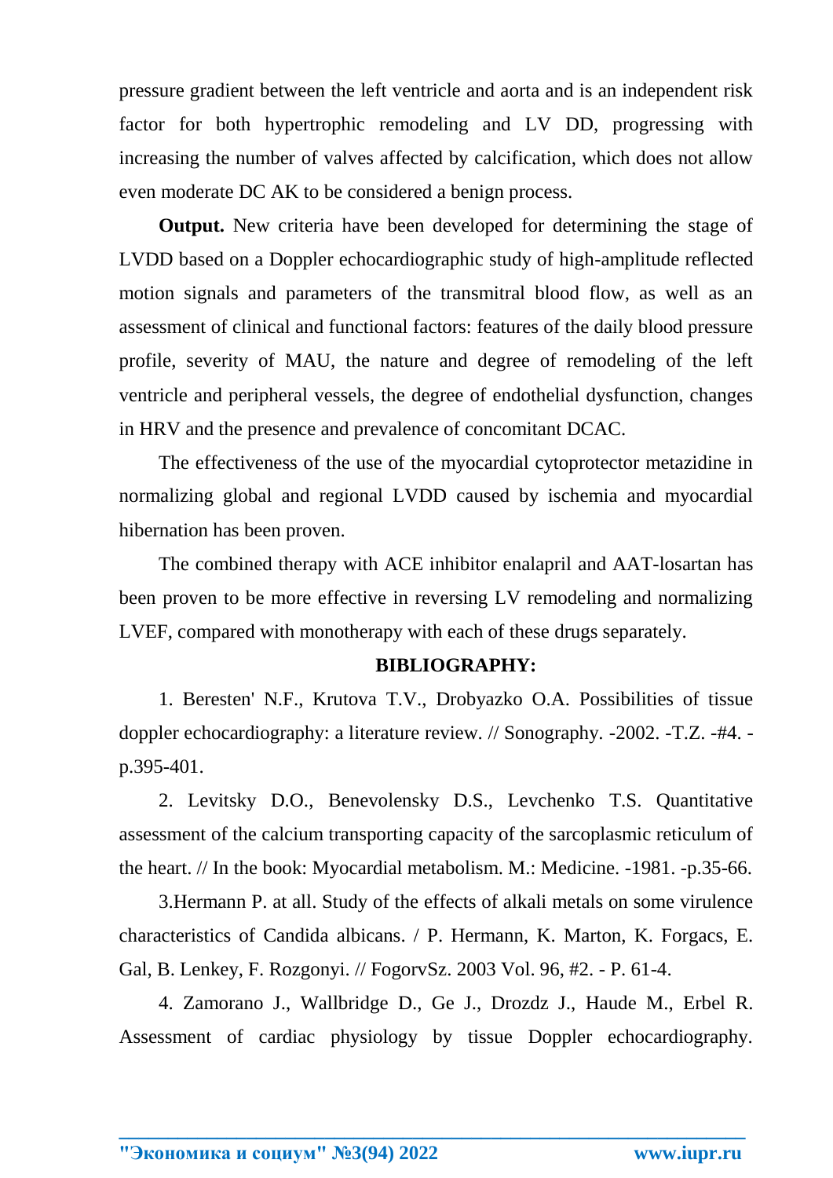pressure gradient between the left ventricle and aorta and is an independent risk factor for both hypertrophic remodeling and LV DD, progressing with increasing the number of valves affected by calcification, which does not allow even moderate DC AK to be considered a benign process.

**Output.** New criteria have been developed for determining the stage of LVDD based on a Doppler echocardiographic study of high-amplitude reflected motion signals and parameters of the transmitral blood flow, as well as an assessment of clinical and functional factors: features of the daily blood pressure profile, severity of MAU, the nature and degree of remodeling of the left ventricle and peripheral vessels, the degree of endothelial dysfunction, changes in HRV and the presence and prevalence of concomitant DCAC.

The effectiveness of the use of the myocardial cytoprotector metazidine in normalizing global and regional LVDD caused by ischemia and myocardial hibernation has been proven.

The combined therapy with ACE inhibitor enalapril and AAT-losartan has been proven to be more effective in reversing LV remodeling and normalizing LVEF, compared with monotherapy with each of these drugs separately.

**BIBLIOGRAPHY:**

1. Beresten' N.F., Krutova T.V., Drobyazko O.A. Possibilities of tissue doppler echocardiography: a literature review. // Sonography. -2002. -T.Z. -#4. -p.395-401.

2. Levitsky D.O., Benevolensky D.S., Levchenko T.S. Quantitative assessment of the calcium transporting capacity of the sarcoplasmic reticulum of the heart. // In the book: Myocardial metabolism. M.: Medicine. -1981. -p.35-66.

3. Hermann P. at all. Study of the effects of alkali metals on some virulence characteristics of Candida albicans. / P. Hermann, K. Marton, K. Forgacs, E. Gal, B. Lenkey, F. Rozgonyi. // FogorvSz. 2003 Vol. 96, #2. - P. 61-4.

4. Zamorano J., Wallbridge D., Ge J., Drozdz J., Haude M., Erbel R. Assessment of cardiac physiology by tissue Doppler echocardiography.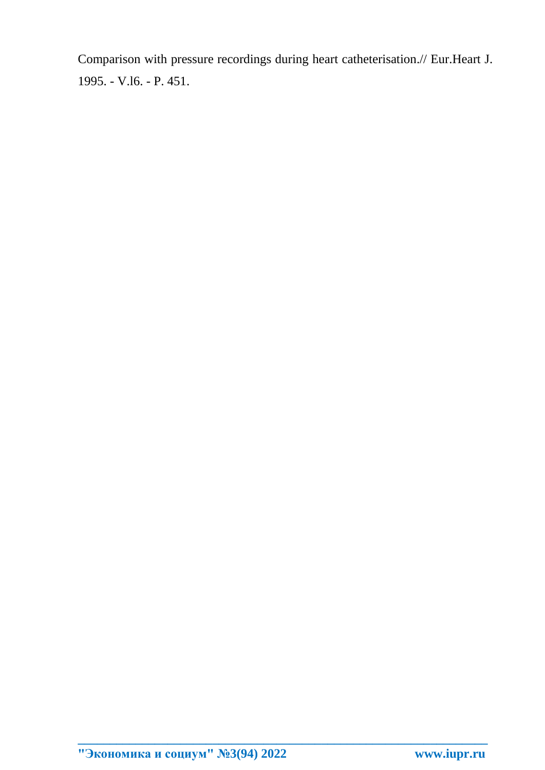Comparison with pressure recordings during heart catheterisation.// Eur.Heart J. 1995. - V.l6. - P. 451.